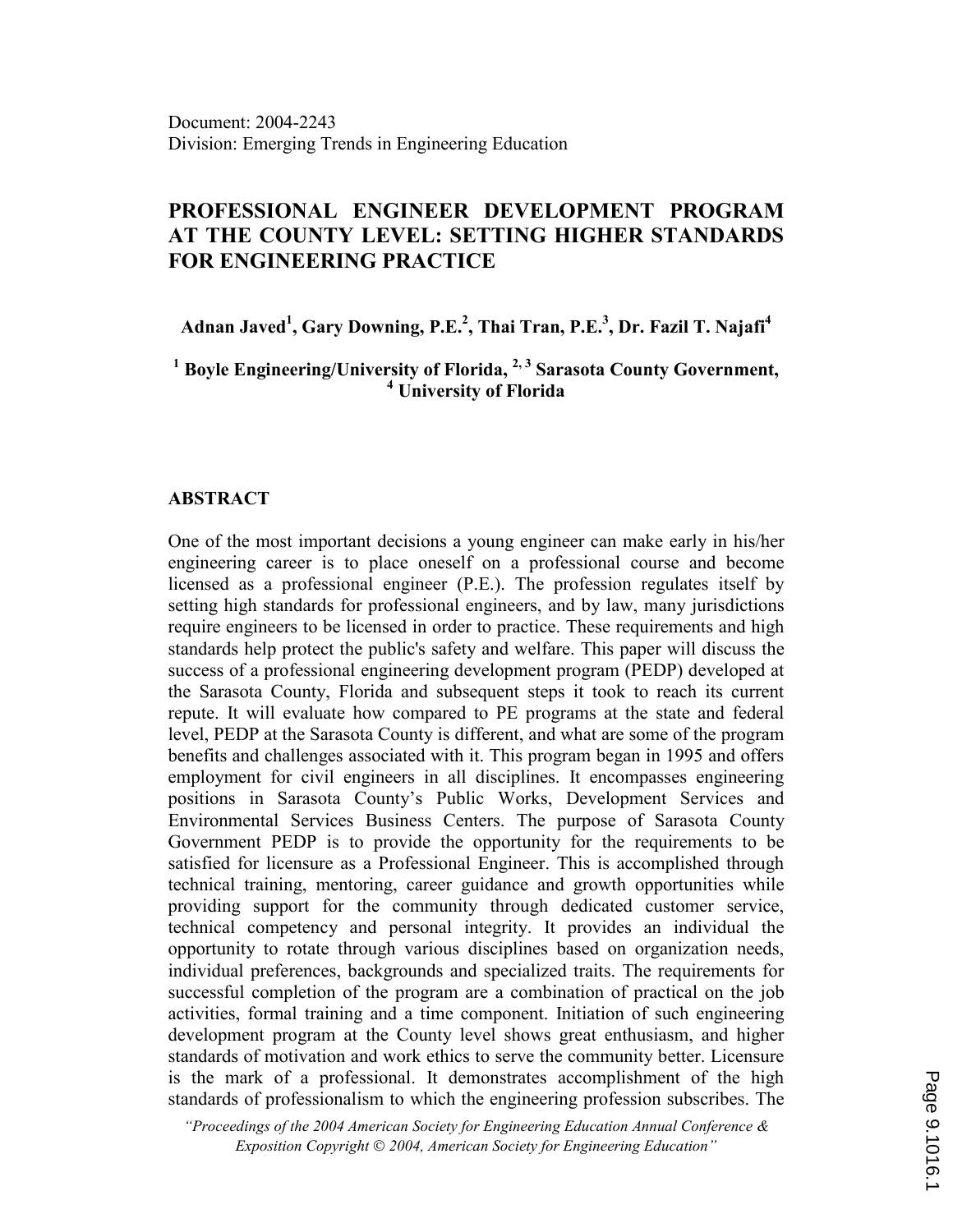Document: 2004-2243
Division: Emerging Trends in Engineering Education

# PROFESSIONAL ENGINEER DEVELOPMENT PROGRAM AT THE COUNTY LEVEL: SETTING HIGHER STANDARDS FOR ENGINEERING PRACTICE

**Adnan Javed[1], Gary Downing, P.E.[2], Thai Tran, P.E.[3], Dr. Fazil T. Najafi[4]**

**[1] Boyle Engineering/University of Florida, [2, 3] Sarasota County Government, [4] University of Florida**

## ABSTRACT

One of the most important decisions a young engineer can make early in his/her engineering career is to place oneself on a professional course and become licensed as a professional engineer (P.E.). The profession regulates itself by setting high standards for professional engineers, and by law, many jurisdictions require engineers to be licensed in order to practice. These requirements and high standards help protect the public's safety and welfare. This paper will discuss the success of a professional engineering development program (PEDP) developed at the Sarasota County, Florida and subsequent steps it took to reach its current repute. It will evaluate how compared to PE programs at the state and federal level, PEDP at the Sarasota County is different, and what are some of the program benefits and challenges associated with it. This program began in 1995 and offers employment for civil engineers in all disciplines. It encompasses engineering positions in Sarasota County's Public Works, Development Services and Environmental Services Business Centers. The purpose of Sarasota County Government PEDP is to provide the opportunity for the requirements to be satisfied for licensure as a Professional Engineer. This is accomplished through technical training, mentoring, career guidance and growth opportunities while providing support for the community through dedicated customer service, technical competency and personal integrity. It provides an individual the opportunity to rotate through various disciplines based on organization needs, individual preferences, backgrounds and specialized traits. The requirements for successful completion of the program are a combination of practical on the job activities, formal training and a time component. Initiation of such engineering development program at the County level shows great enthusiasm, and higher standards of motivation and work ethics to serve the community better. Licensure is the mark of a professional. It demonstrates accomplishment of the high standards of professionalism to which the engineering profession subscribes. The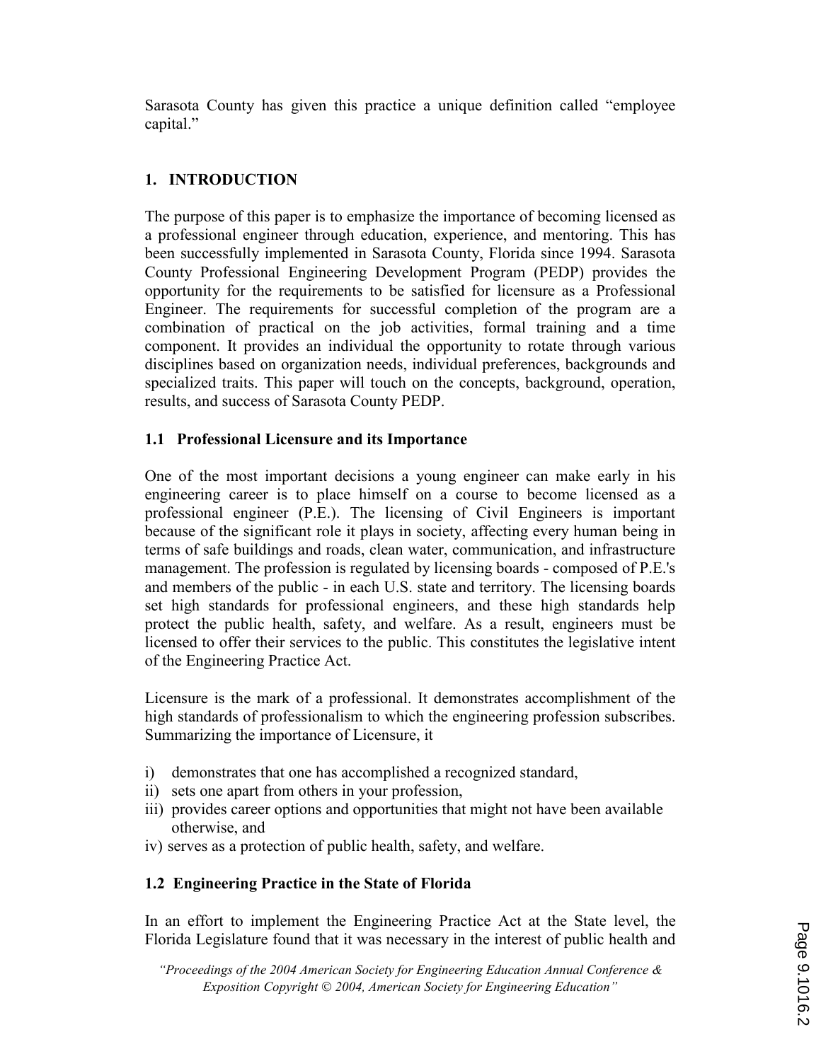Sarasota County has given this practice a unique definition called "employee capital."

## 1. INTRODUCTION

The purpose of this paper is to emphasize the importance of becoming licensed as a professional engineer through education, experience, and mentoring. This has been successfully implemented in Sarasota County, Florida since 1994. Sarasota County Professional Engineering Development Program (PEDP) provides the opportunity for the requirements to be satisfied for licensure as a Professional Engineer. The requirements for successful completion of the program are a combination of practical on the job activities, formal training and a time component. It provides an individual the opportunity to rotate through various disciplines based on organization needs, individual preferences, backgrounds and specialized traits. This paper will touch on the concepts, background, operation, results, and success of Sarasota County PEDP.

### 1.1 Professional Licensure and its Importance

One of the most important decisions a young engineer can make early in his engineering career is to place himself on a course to become licensed as a professional engineer (P.E.). The licensing of Civil Engineers is important because of the significant role it plays in society, affecting every human being in terms of safe buildings and roads, clean water, communication, and infrastructure management. The profession is regulated by licensing boards - composed of P.E.'s and members of the public - in each U.S. state and territory. The licensing boards set high standards for professional engineers, and these high standards help protect the public health, safety, and welfare. As a result, engineers must be licensed to offer their services to the public. This constitutes the legislative intent of the Engineering Practice Act.

Licensure is the mark of a professional. It demonstrates accomplishment of the high standards of professionalism to which the engineering profession subscribes. Summarizing the importance of Licensure, it

i) demonstrates that one has accomplished a recognized standard,
ii) sets one apart from others in your profession,
iii) provides career options and opportunities that might not have been available otherwise, and
iv) serves as a protection of public health, safety, and welfare.

### 1.2 Engineering Practice in the State of Florida

In an effort to implement the Engineering Practice Act at the State level, the Florida Legislature found that it was necessary in the interest of public health and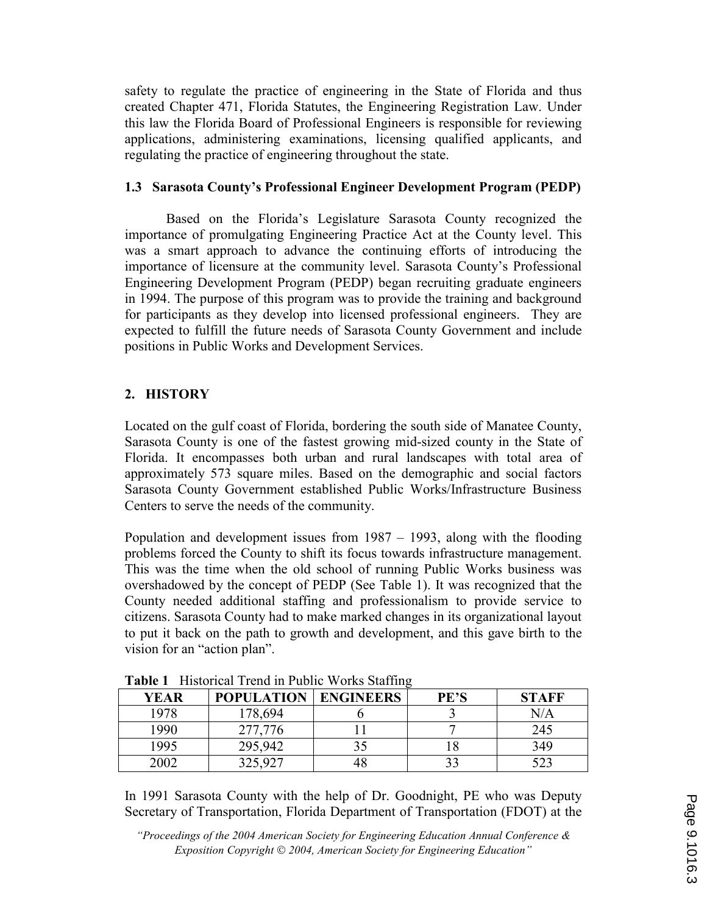safety to regulate the practice of engineering in the State of Florida and thus created Chapter 471, Florida Statutes, the Engineering Registration Law. Under this law the Florida Board of Professional Engineers is responsible for reviewing applications, administering examinations, licensing qualified applicants, and regulating the practice of engineering throughout the state.

### 1.3 Sarasota County's Professional Engineer Development Program (PEDP)

Based on the Florida's Legislature Sarasota County recognized the importance of promulgating Engineering Practice Act at the County level. This was a smart approach to advance the continuing efforts of introducing the importance of licensure at the community level. Sarasota County's Professional Engineering Development Program (PEDP) began recruiting graduate engineers in 1994. The purpose of this program was to provide the training and background for participants as they develop into licensed professional engineers. They are expected to fulfill the future needs of Sarasota County Government and include positions in Public Works and Development Services.

## 2. HISTORY

Located on the gulf coast of Florida, bordering the south side of Manatee County, Sarasota County is one of the fastest growing mid-sized county in the State of Florida. It encompasses both urban and rural landscapes with total area of approximately 573 square miles. Based on the demographic and social factors Sarasota County Government established Public Works/Infrastructure Business Centers to serve the needs of the community.

Population and development issues from 1987 – 1993, along with the flooding problems forced the County to shift its focus towards infrastructure management. This was the time when the old school of running Public Works business was overshadowed by the concept of PEDP (See Table 1). It was recognized that the County needed additional staffing and professionalism to provide service to citizens. Sarasota County had to make marked changes in its organizational layout to put it back on the path to growth and development, and this gave birth to the vision for an "action plan".

**Table 1** Historical Trend in Public Works Staffing

| YEAR | POPULATION | ENGINEERS | PE'S | STAFF |
|---|---|---|---|---|
| 1978 | 178,694 | 6 | 3 | N/A |
| 1990 | 277,776 | 11 | 7 | 245 |
| 1995 | 295,942 | 35 | 18 | 349 |
| 2002 | 325,927 | 48 | 33 | 523 |

In 1991 Sarasota County with the help of Dr. Goodnight, PE who was Deputy Secretary of Transportation, Florida Department of Transportation (FDOT) at the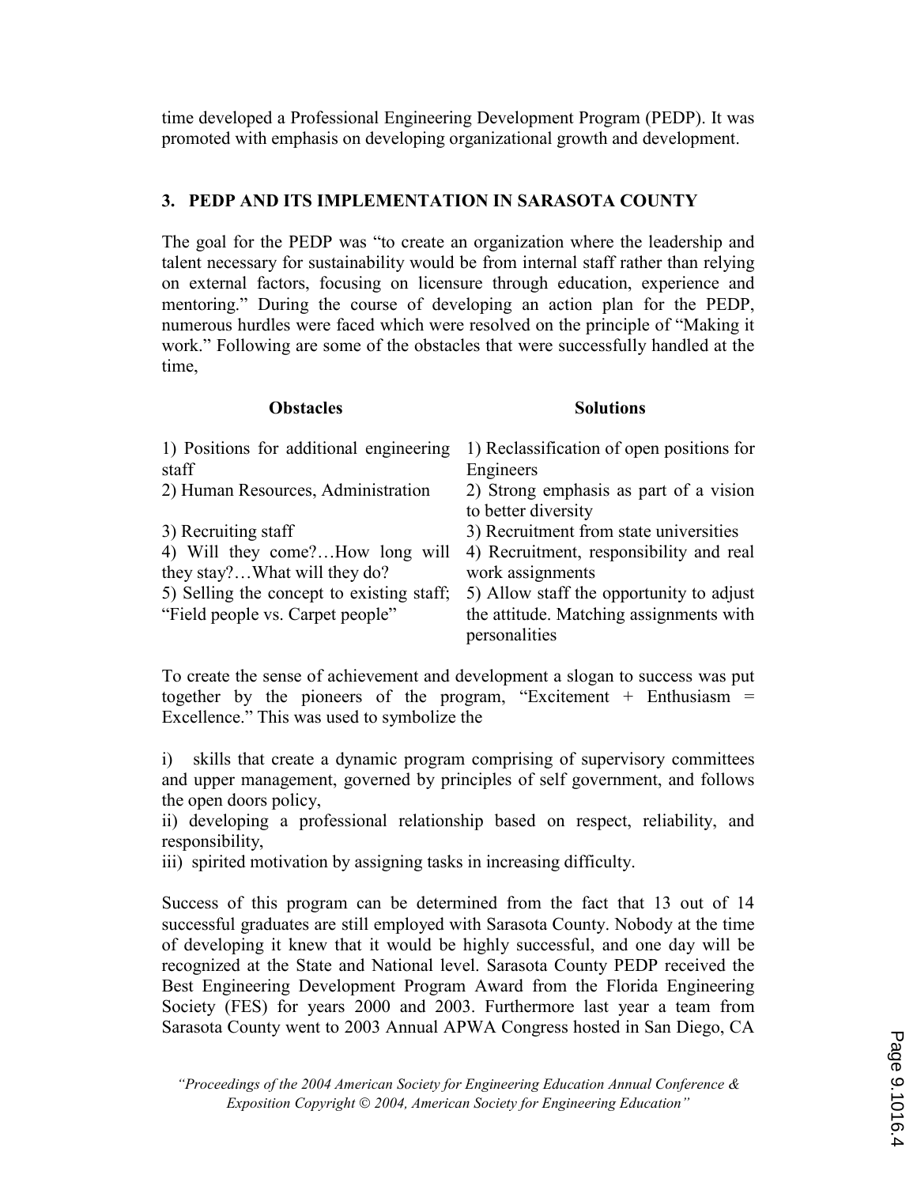time developed a Professional Engineering Development Program (PEDP). It was promoted with emphasis on developing organizational growth and development.

## 3. PEDP AND ITS IMPLEMENTATION IN SARASOTA COUNTY

The goal for the PEDP was "to create an organization where the leadership and talent necessary for sustainability would be from internal staff rather than relying on external factors, focusing on licensure through education, experience and mentoring." During the course of developing an action plan for the PEDP, numerous hurdles were faced which were resolved on the principle of "Making it work." Following are some of the obstacles that were successfully handled at the time,

| Obstacles | Solutions |
|---|---|
| 1) Positions for additional engineering staff | 1) Reclassification of open positions for Engineers |
| 2) Human Resources, Administration | 2) Strong emphasis as part of a vision to better diversity |
| 3) Recruiting staff | 3) Recruitment from state universities |
| 4) Will they come?…How long will they stay?…What will they do? | 4) Recruitment, responsibility and real work assignments |
| 5) Selling the concept to existing staff; "Field people vs. Carpet people" | 5) Allow staff the opportunity to adjust the attitude. Matching assignments with personalities |

To create the sense of achievement and development a slogan to success was put together by the pioneers of the program, "Excitement + Enthusiasm = Excellence." This was used to symbolize the

i) skills that create a dynamic program comprising of supervisory committees and upper management, governed by principles of self government, and follows the open doors policy,

ii) developing a professional relationship based on respect, reliability, and responsibility,

iii) spirited motivation by assigning tasks in increasing difficulty.

Success of this program can be determined from the fact that 13 out of 14 successful graduates are still employed with Sarasota County. Nobody at the time of developing it knew that it would be highly successful, and one day will be recognized at the State and National level. Sarasota County PEDP received the Best Engineering Development Program Award from the Florida Engineering Society (FES) for years 2000 and 2003. Furthermore last year a team from Sarasota County went to 2003 Annual APWA Congress hosted in San Diego, CA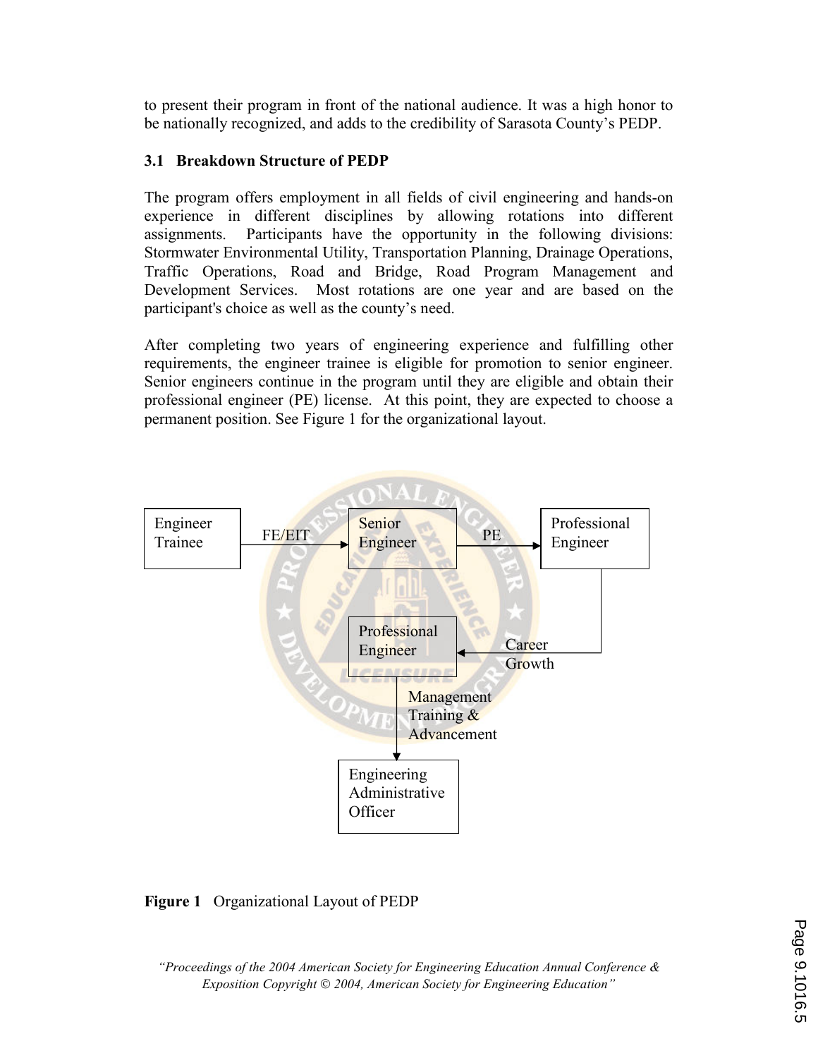to present their program in front of the national audience. It was a high honor to be nationally recognized, and adds to the credibility of Sarasota County's PEDP.

### 3.1 Breakdown Structure of PEDP

The program offers employment in all fields of civil engineering and hands-on experience in different disciplines by allowing rotations into different assignments. Participants have the opportunity in the following divisions: Stormwater Environmental Utility, Transportation Planning, Drainage Operations, Traffic Operations, Road and Bridge, Road Program Management and Development Services. Most rotations are one year and are based on the participant's choice as well as the county's need.

After completing two years of engineering experience and fulfilling other requirements, the engineer trainee is eligible for promotion to senior engineer. Senior engineers continue in the program until they are eligible and obtain their professional engineer (PE) license. At this point, they are expected to choose a permanent position. See Figure 1 for the organizational layout.

Engineer Trainee → (FE/EIT) → Senior Engineer → (PE) → Professional Engineer

Professional Engineer → (Career Growth) → Professional Engineer

Professional Engineer → (Management Training & Advancement) → Engineering Administrative Officer

**Figure 1** Organizational Layout of PEDP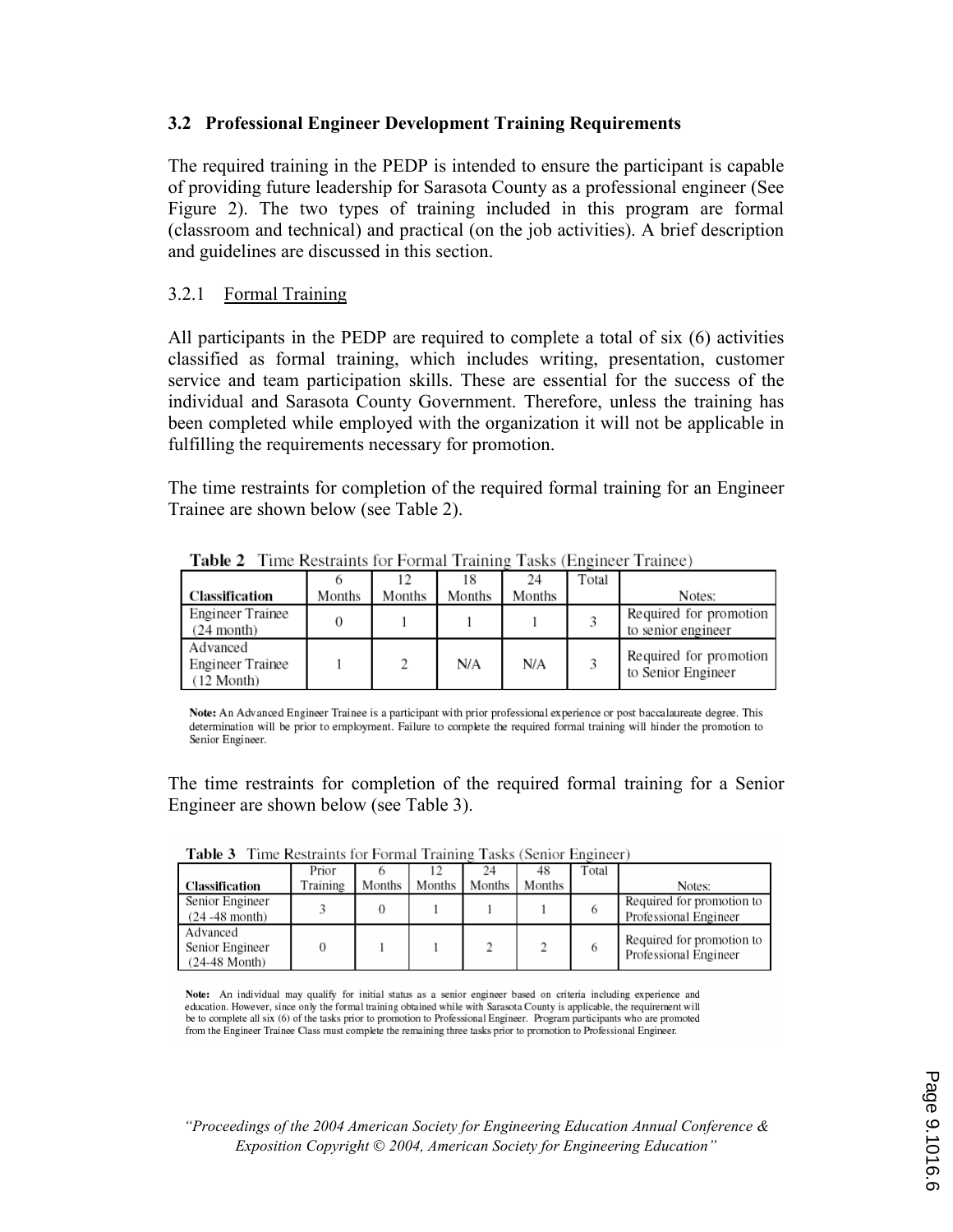### 3.2 Professional Engineer Development Training Requirements

The required training in the PEDP is intended to ensure the participant is capable of providing future leadership for Sarasota County as a professional engineer (See Figure 2). The two types of training included in this program are formal (classroom and technical) and practical (on the job activities). A brief description and guidelines are discussed in this section.

#### 3.2.1 Formal Training

All participants in the PEDP are required to complete a total of six (6) activities classified as formal training, which includes writing, presentation, customer service and team participation skills. These are essential for the success of the individual and Sarasota County Government. Therefore, unless the training has been completed while employed with the organization it will not be applicable in fulfilling the requirements necessary for promotion.

The time restraints for completion of the required formal training for an Engineer Trainee are shown below (see Table 2).

**Table 2** Time Restraints for Formal Training Tasks (Engineer Trainee)

| Classification | 6 Months | 12 Months | 18 Months | 24 Months | Total | Notes: |
|---|---|---|---|---|---|---|
| Engineer Trainee (24 month) | 0 | 1 | 1 | 1 | 3 | Required for promotion to senior engineer |
| Advanced Engineer Trainee (12 Month) | 1 | 2 | N/A | N/A | 3 | Required for promotion to Senior Engineer |

**Note:** An Advanced Engineer Trainee is a participant with prior professional experience or post baccalaureate degree. This determination will be prior to employment. Failure to complete the required formal training will hinder the promotion to Senior Engineer.

The time restraints for completion of the required formal training for a Senior Engineer are shown below (see Table 3).

**Table 3** Time Restraints for Formal Training Tasks (Senior Engineer)

| Classification | Prior Training | 6 Months | 12 Months | 24 Months | 48 Months | Total | Notes: |
|---|---|---|---|---|---|---|---|
| Senior Engineer (24 -48 month) | 3 | 0 | 1 | 1 | 1 | 6 | Required for promotion to Professional Engineer |
| Advanced Senior Engineer (24-48 Month) | 0 | 1 | 1 | 2 | 2 | 6 | Required for promotion to Professional Engineer |

**Note:** An individual may qualify for initial status as a senior engineer based on criteria including experience and education. However, since only the formal training obtained while with Sarasota County is applicable, the requirement will be to complete all six (6) of the tasks prior to promotion to Professional Engineer. Program participants who are promoted from the Engineer Trainee Class must complete the remaining three tasks prior to promotion to Professional Engineer.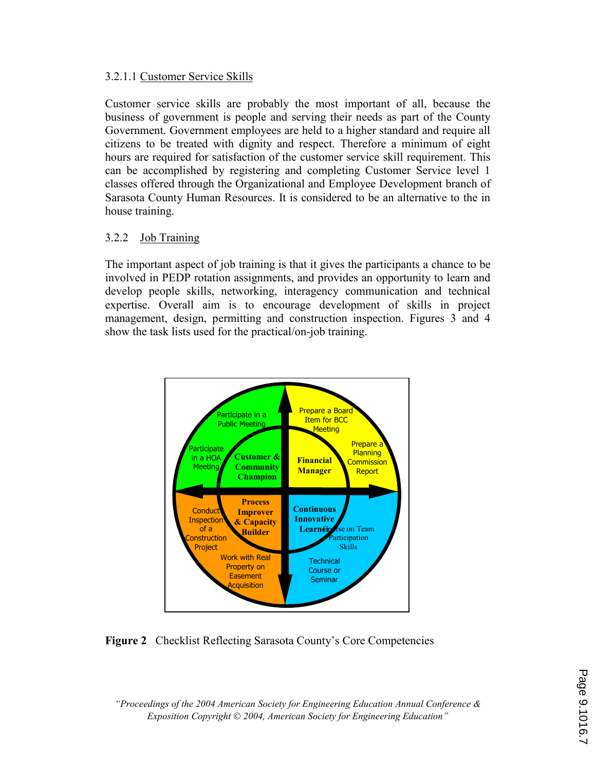3.2.1.1 Customer Service Skills

Customer service skills are probably the most important of all, because the business of government is people and serving their needs as part of the County Government. Government employees are held to a higher standard and require all citizens to be treated with dignity and respect. Therefore a minimum of eight hours are required for satisfaction of the customer service skill requirement. This can be accomplished by registering and completing Customer Service level 1 classes offered through the Organizational and Employee Development branch of Sarasota County Human Resources. It is considered to be an alternative to the in house training.

3.2.2 Job Training

The important aspect of job training is that it gives the participants a chance to be involved in PEDP rotation assignments, and provides an opportunity to learn and develop people skills, networking, interagency communication and technical expertise. Overall aim is to encourage development of skills in project management, design, permitting and construction inspection. Figures 3 and 4 show the task lists used for the practical/on-job training.

**Figure 2** Checklist Reflecting Sarasota County's Core Competencies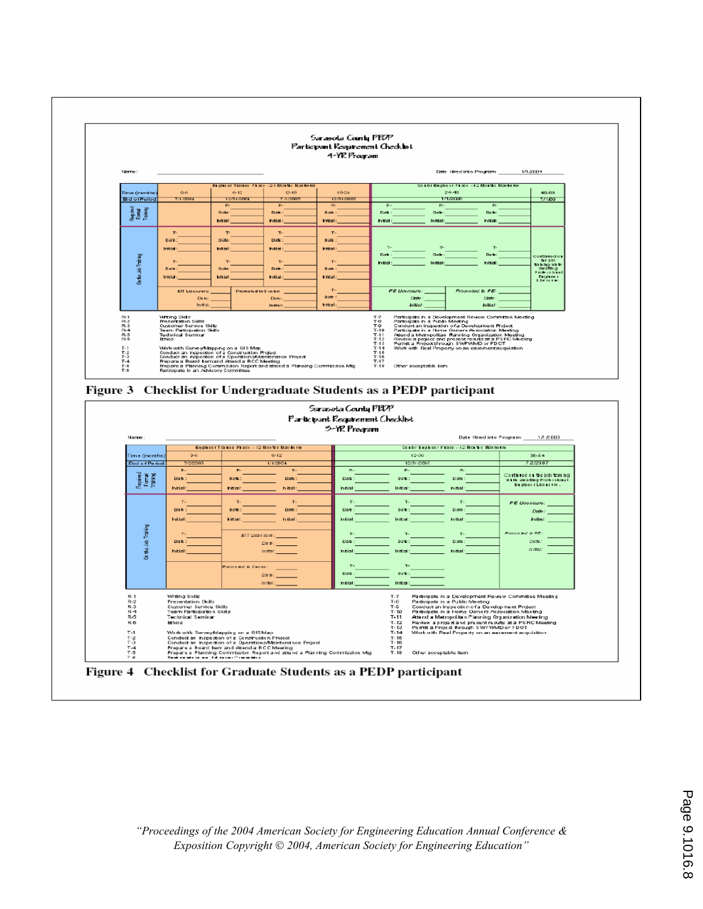**Sarasota County PEDP**
**Participant Requirement Checklist**
**4-YR Program**

Name: ____________________ Date Hired into Program: 1/1/2004

| | Engineer Trainee Phase - 24 Months Maximum | | | | Senior Engineer Phase - 42 Months Maximum | |
|---|---|---|---|---|---|---|
| Time (months) | 0-6 | 6-12 | 12-18 | 18-24 | 24-48 | 48-60 |
| End of Period | 7/1/2004 | 12/31/2004 | 7/1/2005 | 12/31/2005 | 1/1/2008 | 7/1/09 |
| Required Formal Training | | R- Date: Initial: | R- Date: Initial: | R- Date: Initial: | R- Date: Initial: / R- Date: Initial: / R- Date: Initial: | |
| On the Job Training | T- Date: Initial: / T- Date: Initial: | T- Date: Initial: / T- Date: Initial: | T- Date: Initial: / T- Date: Initial: | T- Date: Initial: / T- Date: Initial: | T- Date: Initial: / T- Date: Initial: / T- Date: Initial: | Continued on the job training while awaiting Professional Engineer License. |
| | EIT Licensure: Date: Initial: | Promoted to Senior: Date: Initial: | | T- Date: Initial: | PE Licensure: Date: Initial: / Promoted to PE: Date: Initial: | |

R-1 Writing Skills
R-2 Presentation Skills
R-3 Customer Service Skills
R-4 Team Participation Skills
R-5 Technical Seminar
R-6 Ethics

T-1 Work with Survey/Mapping on a GIS Map
T-2 Conduct an Inspection of a Construction Project
T-3 Conduct an Inspection of a Operations/Maintenance Project
T-4 Prepare a Board Item and Attend a BCC Meeting
T-5 Prepare a Planning Commission Report and attend a Planning Commission Mtg
T-6 Participate in an Advisory Committee
T-7 Participate in a Development Review Committee Meeting
T-8 Participate in a Public Meeting
T-9 Conduct an Inspection of a Development Project
T-10 Participate in a Home Owners Association Meeting
T-11 Attend a Metropolitan Planning Organization Meeting
T-12 Review a project and present results at a PSRC Meeting
T-13 Permit a Project through SWFWMD or FDOT
T-14 Work with Real Property on an easement acquisition
T-15
T-16
T-17
T-18 Other acceptable item

**Figure 3 Checklist for Undergraduate Students as a PEDP participant**

**Sarasota County PEDP**
**Participant Requirement Checklist**
**3-YR Program**

Name: ____________________ Date Hired into Program: 1/1/2003

| | Engineer Trainee Phase - 12 Months Maximum | | Senior Engineer Phase - 12 Months Maximum | |
|---|---|---|---|---|
| Time (months) | 0-6 | 6-12 | 12-36 | 36-54 |
| End of Period | 7/2/2003 | 1/1/2004 | 12/31/2006 | 7/2/2007 |
| Required Formal Training | R- Date: Initial: | R- Date: Initial: / R- Date: Initial: | R- Date: Initial: / R- Date: Initial: / R- Date: Initial: | Continued on the job training while awaiting Professional Engineer License. |
| On the Job Training | T- Date: Initial: / T- Date: Initial: | T- Date: Initial: / T- Date: Initial: / EIT Licensure: Date: Initial: / Promoted to Senior: Date: Initial: | T- Date: Initial: (×8) | PE Licensure: Date: Initial: / Promoted to PE: Date: Initial: |

R-1 Writing Skills
R-2 Presentation Skills
R-3 Customer Service Skills
R-4 Team Participation Skills
R-5 Technical Seminar
R-6 Ethics

T-1 Work with Survey/Mapping on a GIS Map
T-2 Conduct an Inspection of a Construction Project
T-3 Conduct an Inspection of a Operations/Maintenance Project
T-4 Prepare a Board Item and Attend a BCC Meeting
T-5 Prepare a Planning Commission Report and attend a Planning Commission Mtg
T-6 Participate in an Advisory Committee
T-7 Participate in a Development Review Committee Meeting
T-8 Participate in a Public Meeting
T-9 Conduct an Inspection of a Development Project
T-10 Participate in a Home Owners Association Meeting
T-11 Attend a Metropolitan Planning Organization Meeting
T-12 Review a project and present results at a PSRC Meeting
T-13 Permit a Project through SWFWMD or FDOT
T-14 Work with Real Property on an easement acquisition
T-15
T-16
T-17
T-18 Other acceptable item

**Figure 4 Checklist for Graduate Students as a PEDP participant**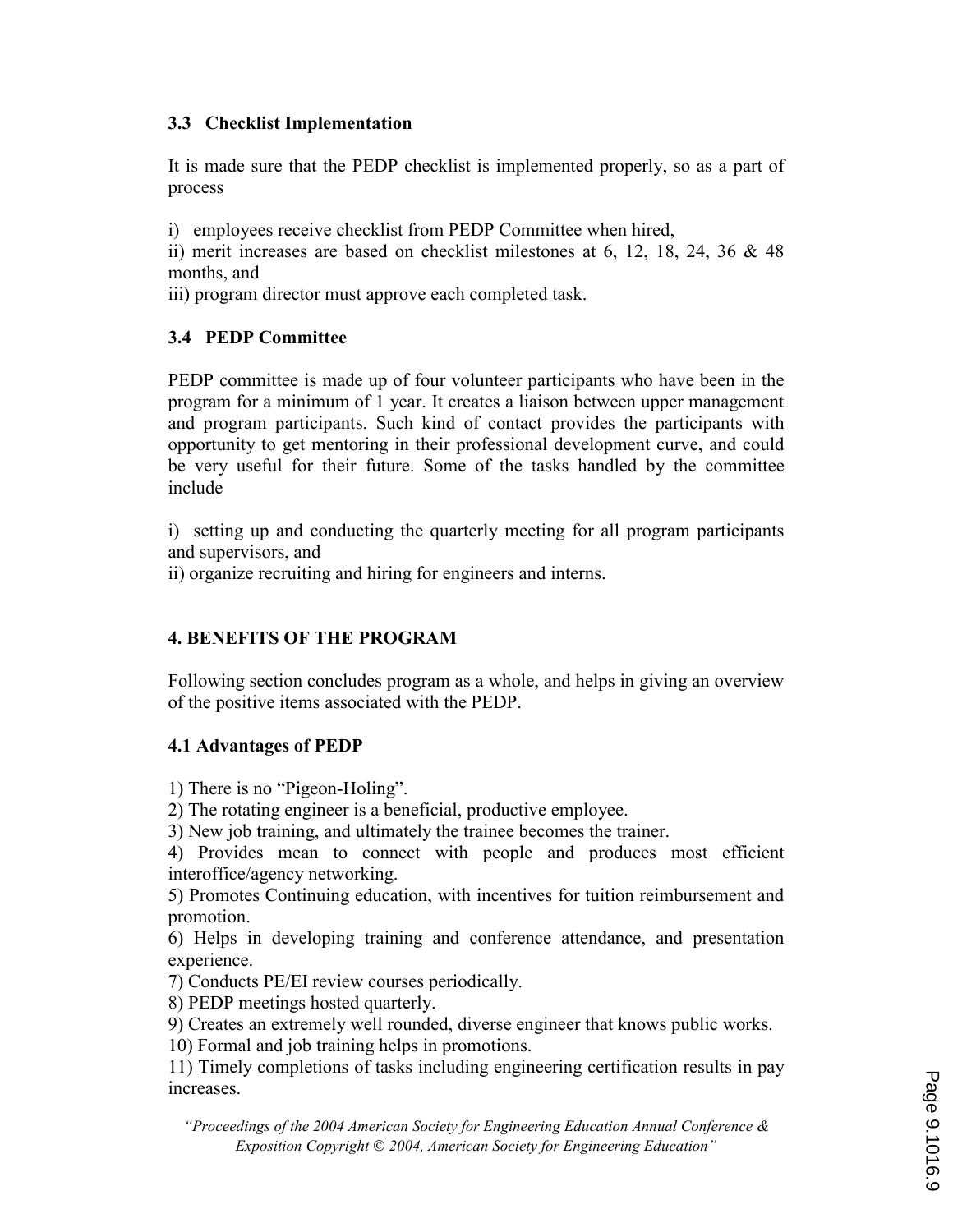### 3.3 Checklist Implementation

It is made sure that the PEDP checklist is implemented properly, so as a part of process

i) employees receive checklist from PEDP Committee when hired,
ii) merit increases are based on checklist milestones at 6, 12, 18, 24, 36 & 48 months, and
iii) program director must approve each completed task.

### 3.4 PEDP Committee

PEDP committee is made up of four volunteer participants who have been in the program for a minimum of 1 year. It creates a liaison between upper management and program participants. Such kind of contact provides the participants with opportunity to get mentoring in their professional development curve, and could be very useful for their future. Some of the tasks handled by the committee include

i) setting up and conducting the quarterly meeting for all program participants and supervisors, and
ii) organize recruiting and hiring for engineers and interns.

## 4. BENEFITS OF THE PROGRAM

Following section concludes program as a whole, and helps in giving an overview of the positive items associated with the PEDP.

### 4.1 Advantages of PEDP

1) There is no "Pigeon-Holing".
2) The rotating engineer is a beneficial, productive employee.
3) New job training, and ultimately the trainee becomes the trainer.
4) Provides mean to connect with people and produces most efficient interoffice/agency networking.
5) Promotes Continuing education, with incentives for tuition reimbursement and promotion.
6) Helps in developing training and conference attendance, and presentation experience.
7) Conducts PE/EI review courses periodically.
8) PEDP meetings hosted quarterly.
9) Creates an extremely well rounded, diverse engineer that knows public works.
10) Formal and job training helps in promotions.
11) Timely completions of tasks including engineering certification results in pay increases.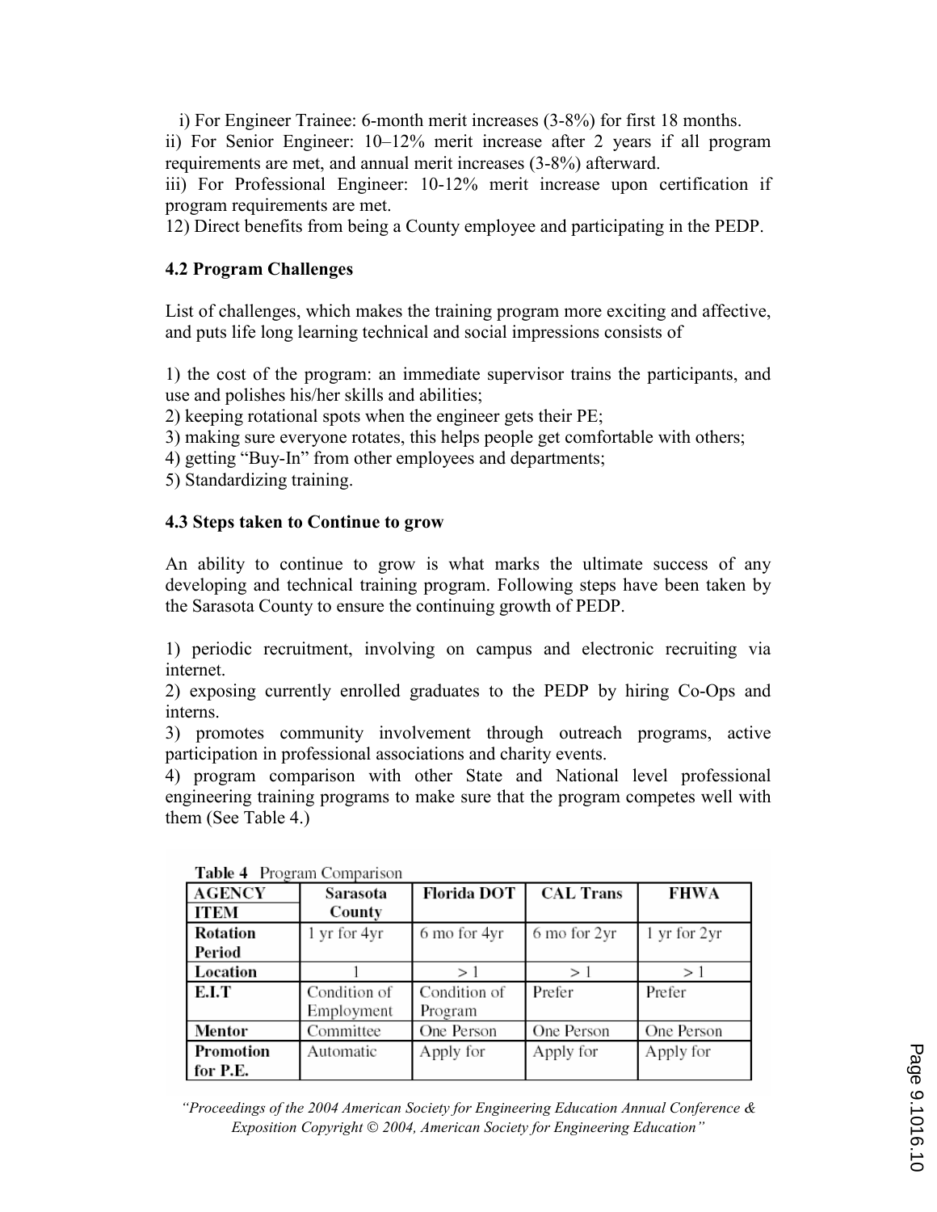i) For Engineer Trainee: 6-month merit increases (3-8%) for first 18 months.
ii) For Senior Engineer: 10–12% merit increase after 2 years if all program requirements are met, and annual merit increases (3-8%) afterward.
iii) For Professional Engineer: 10-12% merit increase upon certification if program requirements are met.
12) Direct benefits from being a County employee and participating in the PEDP.

### 4.2 Program Challenges

List of challenges, which makes the training program more exciting and affective, and puts life long learning technical and social impressions consists of

1) the cost of the program: an immediate supervisor trains the participants, and use and polishes his/her skills and abilities;
2) keeping rotational spots when the engineer gets their PE;
3) making sure everyone rotates, this helps people get comfortable with others;
4) getting "Buy-In" from other employees and departments;
5) Standardizing training.

### 4.3 Steps taken to Continue to grow

An ability to continue to grow is what marks the ultimate success of any developing and technical training program. Following steps have been taken by the Sarasota County to ensure the continuing growth of PEDP.

1) periodic recruitment, involving on campus and electronic recruiting via internet.
2) exposing currently enrolled graduates to the PEDP by hiring Co-Ops and interns.
3) promotes community involvement through outreach programs, active participation in professional associations and charity events.
4) program comparison with other State and National level professional engineering training programs to make sure that the program competes well with them (See Table 4.)

**Table 4** Program Comparison

| AGENCY / ITEM | Sarasota County | Florida DOT | CAL Trans | FHWA |
|---|---|---|---|---|
| Rotation Period | 1 yr for 4yr | 6 mo for 4yr | 6 mo for 2yr | 1 yr for 2yr |
| Location | 1 | > 1 | > 1 | > 1 |
| E.I.T | Condition of Employment | Condition of Program | Prefer | Prefer |
| Mentor | Committee | One Person | One Person | One Person |
| Promotion for P.E. | Automatic | Apply for | Apply for | Apply for |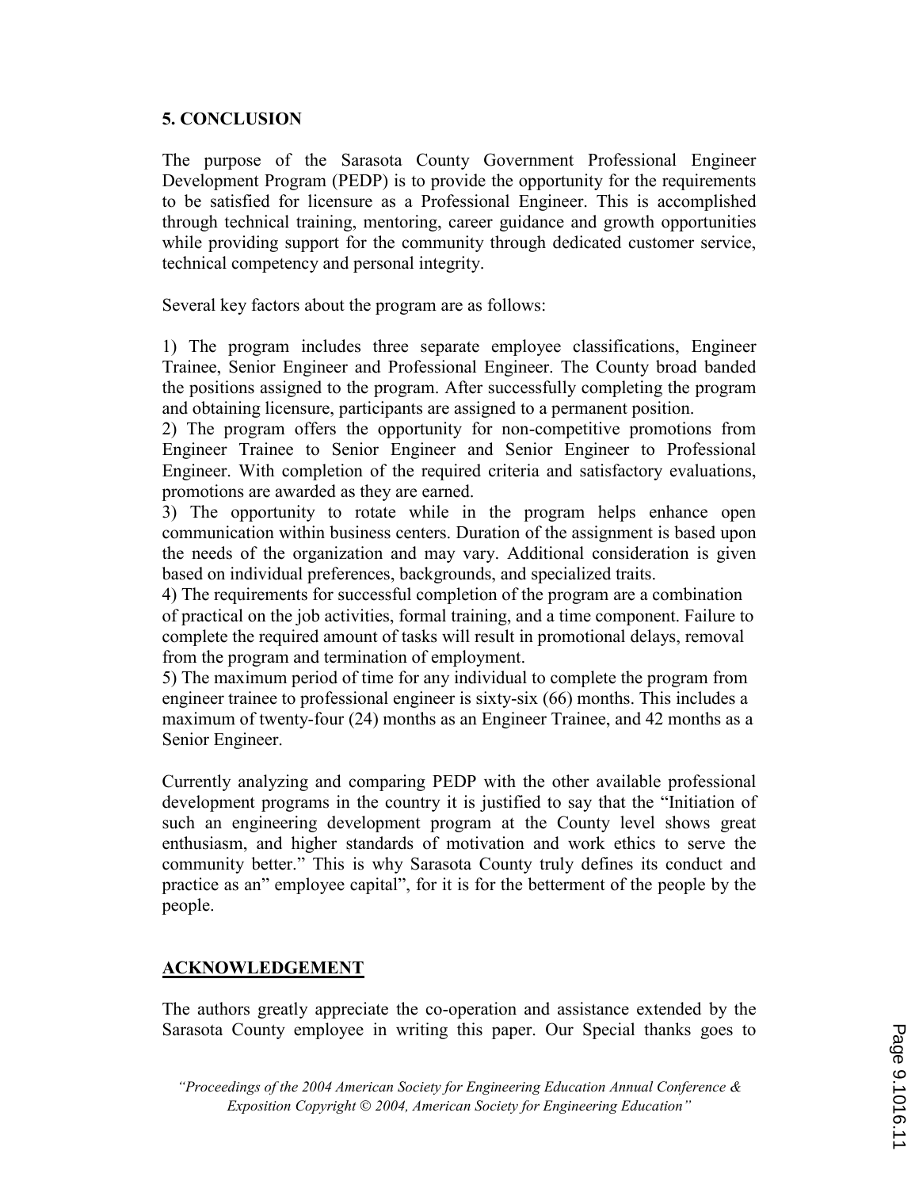## 5. CONCLUSION

The purpose of the Sarasota County Government Professional Engineer Development Program (PEDP) is to provide the opportunity for the requirements to be satisfied for licensure as a Professional Engineer. This is accomplished through technical training, mentoring, career guidance and growth opportunities while providing support for the community through dedicated customer service, technical competency and personal integrity.

Several key factors about the program are as follows:

1) The program includes three separate employee classifications, Engineer Trainee, Senior Engineer and Professional Engineer. The County broad banded the positions assigned to the program. After successfully completing the program and obtaining licensure, participants are assigned to a permanent position.
2) The program offers the opportunity for non-competitive promotions from Engineer Trainee to Senior Engineer and Senior Engineer to Professional Engineer. With completion of the required criteria and satisfactory evaluations, promotions are awarded as they are earned.
3) The opportunity to rotate while in the program helps enhance open communication within business centers. Duration of the assignment is based upon the needs of the organization and may vary. Additional consideration is given based on individual preferences, backgrounds, and specialized traits.
4) The requirements for successful completion of the program are a combination of practical on the job activities, formal training, and a time component. Failure to complete the required amount of tasks will result in promotional delays, removal from the program and termination of employment.
5) The maximum period of time for any individual to complete the program from engineer trainee to professional engineer is sixty-six (66) months. This includes a maximum of twenty-four (24) months as an Engineer Trainee, and 42 months as a Senior Engineer.

Currently analyzing and comparing PEDP with the other available professional development programs in the country it is justified to say that the "Initiation of such an engineering development program at the County level shows great enthusiasm, and higher standards of motivation and work ethics to serve the community better." This is why Sarasota County truly defines its conduct and practice as an" employee capital", for it is for the betterment of the people by the people.

## ACKNOWLEDGEMENT

The authors greatly appreciate the co-operation and assistance extended by the Sarasota County employee in writing this paper. Our Special thanks goes to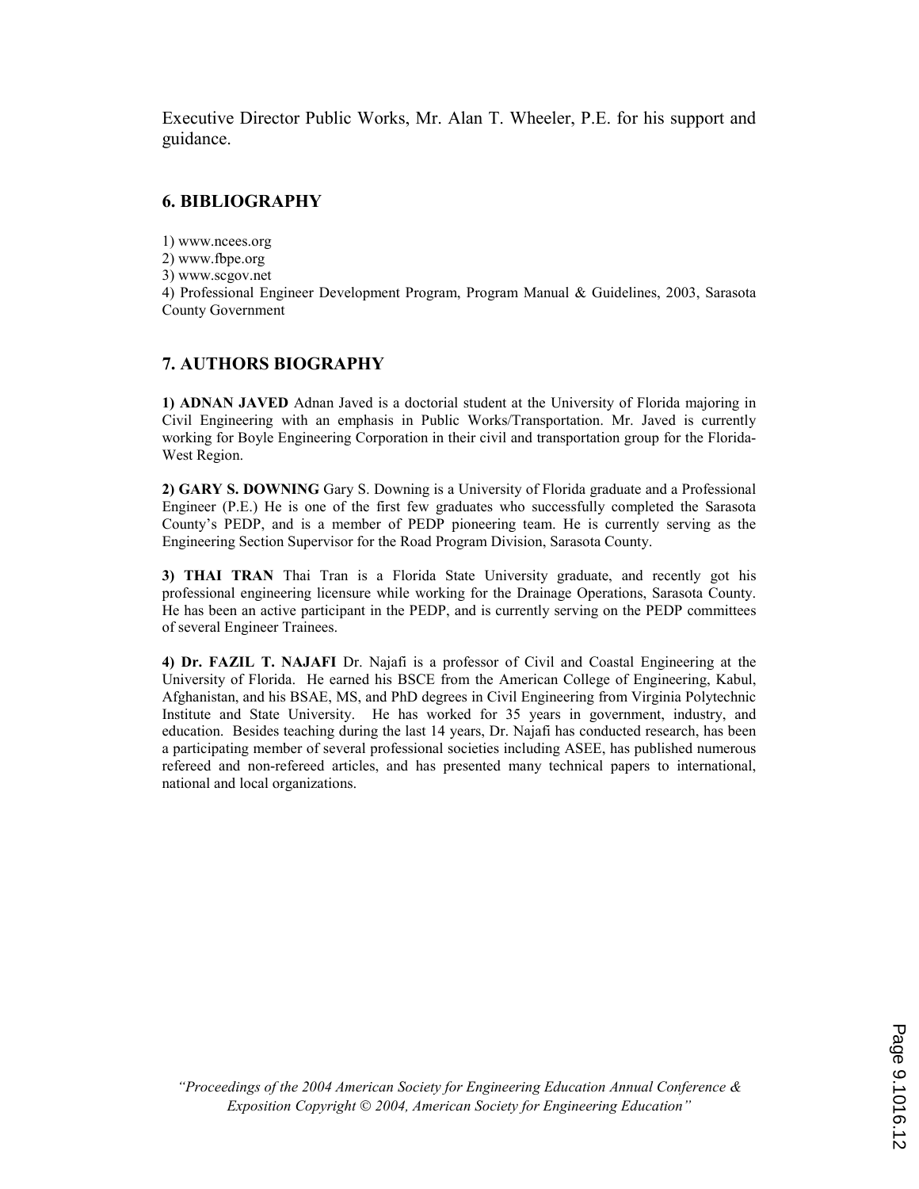Executive Director Public Works, Mr. Alan T. Wheeler, P.E. for his support and guidance.

## 6. BIBLIOGRAPHY

1) www.ncees.org
2) www.fbpe.org
3) www.scgov.net
4) Professional Engineer Development Program, Program Manual & Guidelines, 2003, Sarasota County Government

## 7. AUTHORS BIOGRAPHY

**1) ADNAN JAVED** Adnan Javed is a doctorial student at the University of Florida majoring in Civil Engineering with an emphasis in Public Works/Transportation. Mr. Javed is currently working for Boyle Engineering Corporation in their civil and transportation group for the Florida-West Region.

**2) GARY S. DOWNING** Gary S. Downing is a University of Florida graduate and a Professional Engineer (P.E.) He is one of the first few graduates who successfully completed the Sarasota County's PEDP, and is a member of PEDP pioneering team. He is currently serving as the Engineering Section Supervisor for the Road Program Division, Sarasota County.

**3) THAI TRAN** Thai Tran is a Florida State University graduate, and recently got his professional engineering licensure while working for the Drainage Operations, Sarasota County. He has been an active participant in the PEDP, and is currently serving on the PEDP committees of several Engineer Trainees.

**4) Dr. FAZIL T. NAJAFI** Dr. Najafi is a professor of Civil and Coastal Engineering at the University of Florida. He earned his BSCE from the American College of Engineering, Kabul, Afghanistan, and his BSAE, MS, and PhD degrees in Civil Engineering from Virginia Polytechnic Institute and State University. He has worked for 35 years in government, industry, and education. Besides teaching during the last 14 years, Dr. Najafi has conducted research, has been a participating member of several professional societies including ASEE, has published numerous refereed and non-refereed articles, and has presented many technical papers to international, national and local organizations.